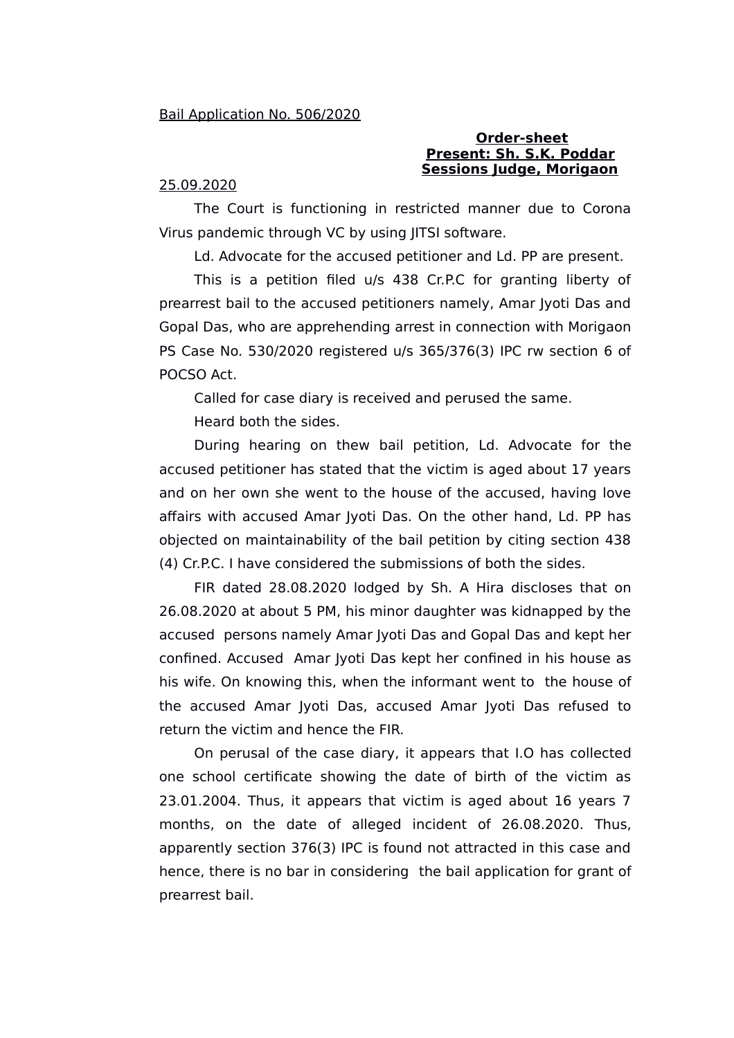<u>Bail Application No. 506/2020</u>

**<u>Order-sheet</u>**
**<u>Present: Sh. S.K. Poddar</u>**
**<u>Sessions Judge, Morigaon</u>**

<u>25.09.2020</u>

The Court is functioning in restricted manner due to Corona Virus pandemic through VC by using JITSI software.

Ld. Advocate for the accused petitioner and Ld. PP are present.

This is a petition filed u/s 438 Cr.P.C for granting liberty of prearrest bail to the accused petitioners namely, Amar Jyoti Das and Gopal Das, who are apprehending arrest in connection with Morigaon PS Case No. 530/2020 registered u/s 365/376(3) IPC rw section 6 of POCSO Act.

Called for case diary is received and perused the same.

Heard both the sides.

During hearing on thew bail petition, Ld. Advocate for the accused petitioner has stated that the victim is aged about 17 years and on her own she went to the house of the accused, having love affairs with accused Amar Jyoti Das. On the other hand, Ld. PP has objected on maintainability of the bail petition by citing section 438 (4) Cr.P.C. I have considered the submissions of both the sides.

FIR dated 28.08.2020 lodged by Sh. A Hira discloses that on 26.08.2020 at about 5 PM, his minor daughter was kidnapped by the accused persons namely Amar Jyoti Das and Gopal Das and kept her confined. Accused Amar Jyoti Das kept her confined in his house as his wife. On knowing this, when the informant went to the house of the accused Amar Jyoti Das, accused Amar Jyoti Das refused to return the victim and hence the FIR.

On perusal of the case diary, it appears that I.O has collected one school certificate showing the date of birth of the victim as 23.01.2004. Thus, it appears that victim is aged about 16 years 7 months, on the date of alleged incident of 26.08.2020. Thus, apparently section 376(3) IPC is found not attracted in this case and hence, there is no bar in considering the bail application for grant of prearrest bail.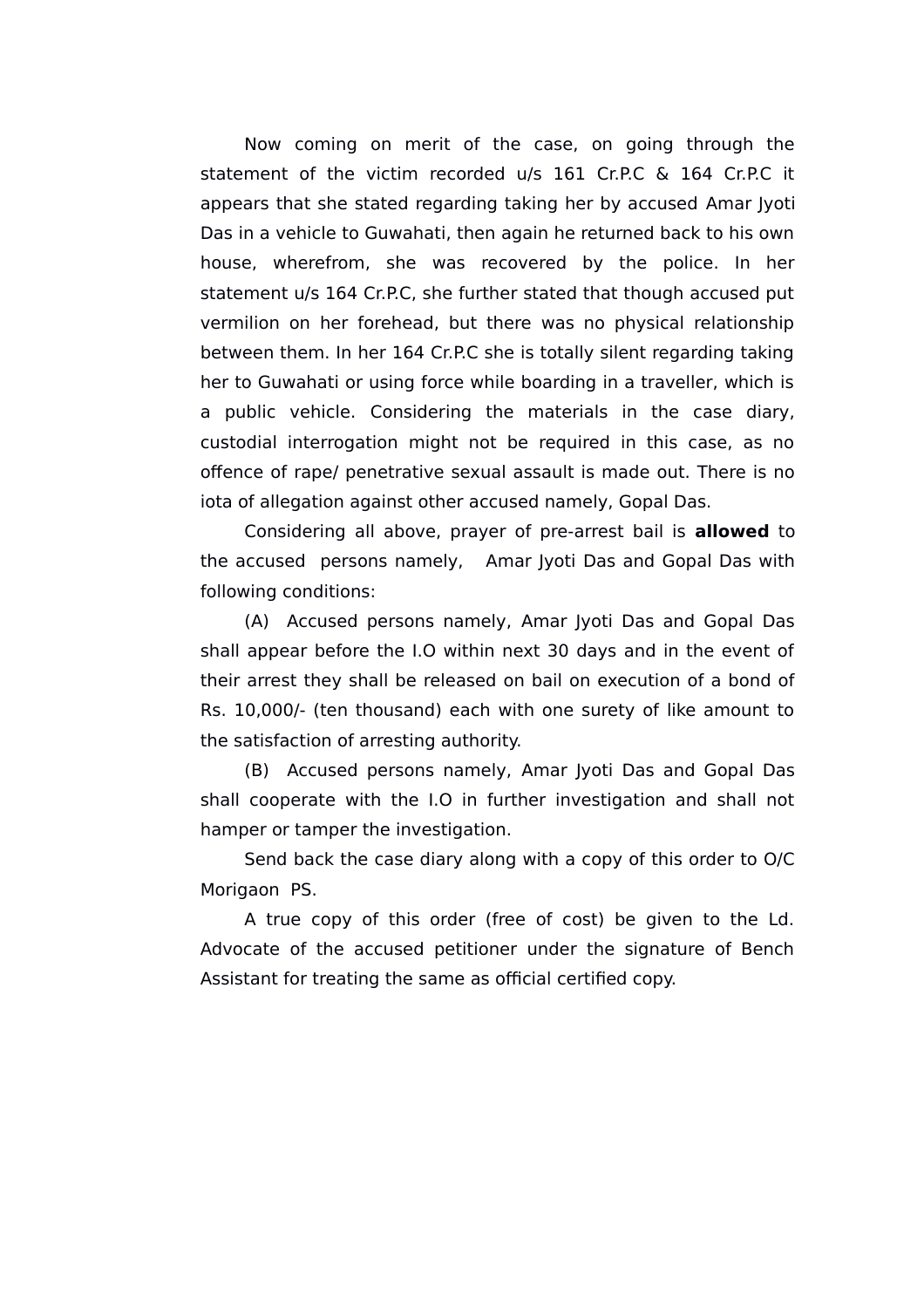Now coming on merit of the case, on going through the statement of the victim recorded u/s 161 Cr.P.C & 164 Cr.P.C it appears that she stated regarding taking her by accused Amar Jyoti Das in a vehicle to Guwahati, then again he returned back to his own house, wherefrom, she was recovered by the police. In her statement u/s 164 Cr.P.C, she further stated that though accused put vermilion on her forehead, but there was no physical relationship between them. In her 164 Cr.P.C she is totally silent regarding taking her to Guwahati or using force while boarding in a traveller, which is a public vehicle. Considering the materials in the case diary, custodial interrogation might not be required in this case, as no offence of rape/ penetrative sexual assault is made out. There is no iota of allegation against other accused namely, Gopal Das.

Considering all above, prayer of pre-arrest bail is **allowed** to the accused persons namely, Amar Jyoti Das and Gopal Das with following conditions:

(A) Accused persons namely, Amar Jyoti Das and Gopal Das shall appear before the I.O within next 30 days and in the event of their arrest they shall be released on bail on execution of a bond of Rs. 10,000/- (ten thousand) each with one surety of like amount to the satisfaction of arresting authority.

(B) Accused persons namely, Amar Jyoti Das and Gopal Das shall cooperate with the I.O in further investigation and shall not hamper or tamper the investigation.

Send back the case diary along with a copy of this order to O/C Morigaon PS.

A true copy of this order (free of cost) be given to the Ld. Advocate of the accused petitioner under the signature of Bench Assistant for treating the same as official certified copy.